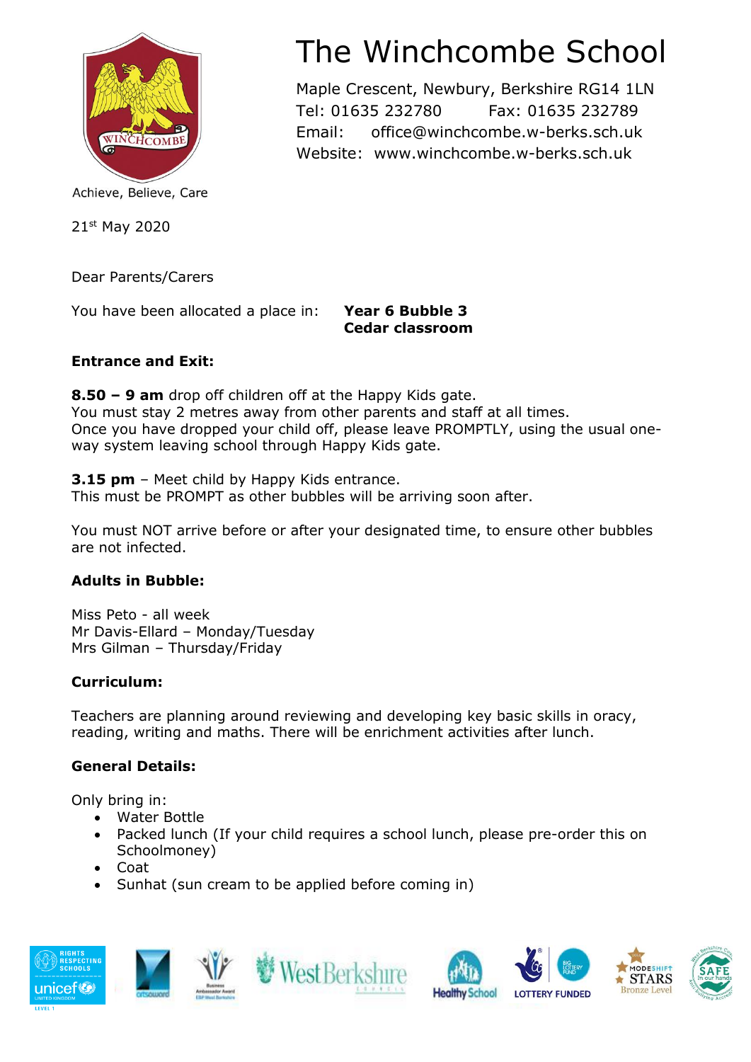# The Winchcombe School

Maple Crescent, Newbury, Berkshire RG14 1LN
Tel: 01635 232780 Fax: 01635 232789
Email: office@winchcombe.w-berks.sch.uk
Website: www.winchcombe.w-berks.sch.uk

Achieve, Believe, Care

21st May 2020

Dear Parents/Carers

You have been allocated a place in: **Year 6 Bubble 3**
**Cedar classroom**

**Entrance and Exit:**

**8.50 – 9 am** drop off children off at the Happy Kids gate.
You must stay 2 metres away from other parents and staff at all times.
Once you have dropped your child off, please leave PROMPTLY, using the usual one-way system leaving school through Happy Kids gate.

**3.15 pm** – Meet child by Happy Kids entrance.
This must be PROMPT as other bubbles will be arriving soon after.

You must NOT arrive before or after your designated time, to ensure other bubbles are not infected.

**Adults in Bubble:**

Miss Peto - all week
Mr Davis-Ellard – Monday/Tuesday
Mrs Gilman – Thursday/Friday

**Curriculum:**

Teachers are planning around reviewing and developing key basic skills in oracy, reading, writing and maths. There will be enrichment activities after lunch.

**General Details:**

Only bring in:

- Water Bottle
- Packed lunch (If your child requires a school lunch, please pre-order this on Schoolmoney)
- Coat
- Sunhat (sun cream to be applied before coming in)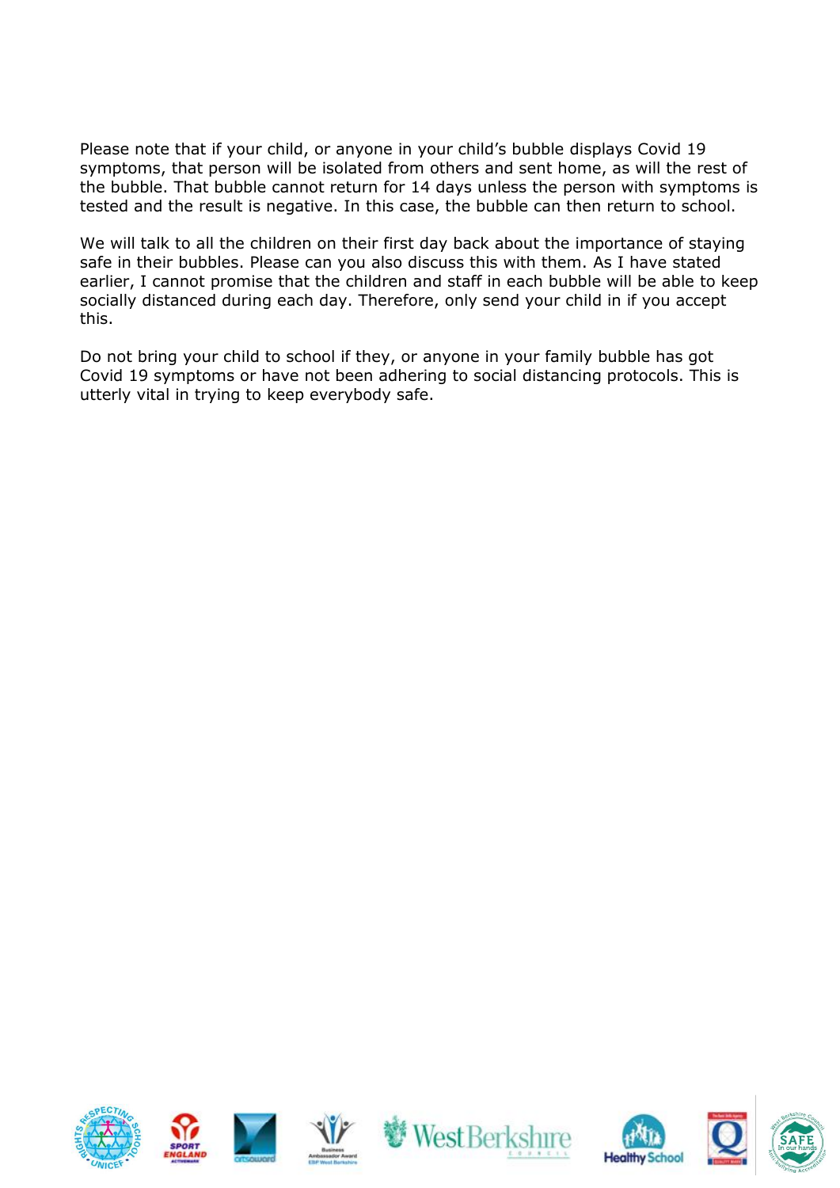Please note that if your child, or anyone in your child's bubble displays Covid 19 symptoms, that person will be isolated from others and sent home, as will the rest of the bubble. That bubble cannot return for 14 days unless the person with symptoms is tested and the result is negative. In this case, the bubble can then return to school.

We will talk to all the children on their first day back about the importance of staying safe in their bubbles. Please can you also discuss this with them. As I have stated earlier, I cannot promise that the children and staff in each bubble will be able to keep socially distanced during each day. Therefore, only send your child in if you accept this.

Do not bring your child to school if they, or anyone in your family bubble has got Covid 19 symptoms or have not been adhering to social distancing protocols. This is utterly vital in trying to keep everybody safe.